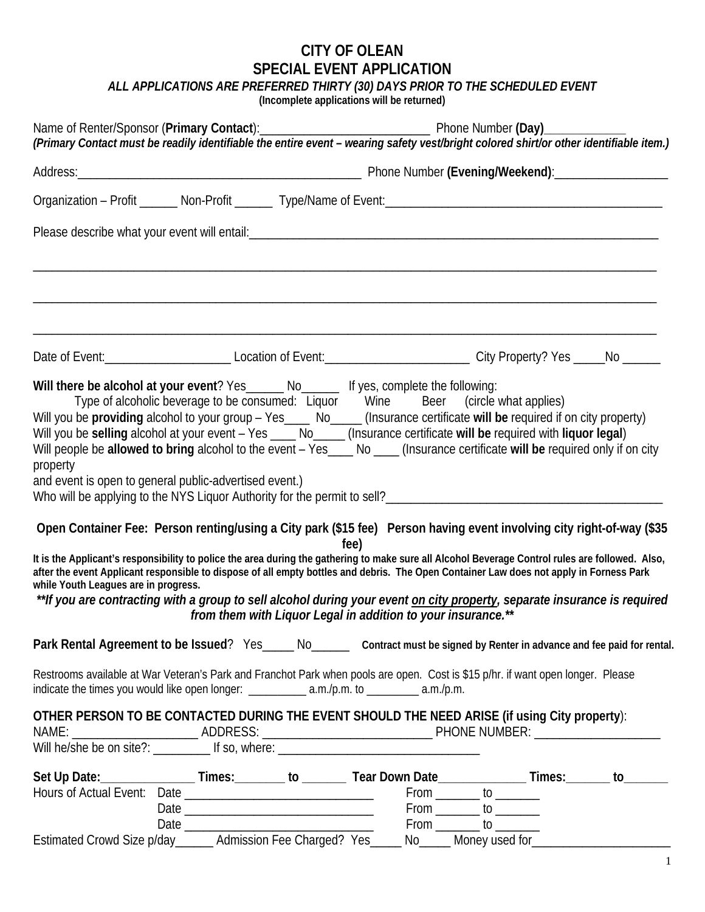# CITY OF OLEAN
## SPECIAL EVENT APPLICATION

***ALL APPLICATIONS ARE PREFERRED THIRTY (30) DAYS PRIOR TO THE SCHEDULED EVENT***
**(Incomplete applications will be returned)**

Name of Renter/Sponsor (**Primary Contact**):___________________________ Phone Number **(Day)**_____________
***(Primary Contact must be readily identifiable the entire event – wearing safety vest/bright colored shirt/or other identifiable item.)***

Address:_______________________________________________ Phone Number **(Evening/Weekend)**:__________________

Organization – Profit ______ Non-Profit ______ Type/Name of Event:_____________________________________________

Please describe what your event will entail:__________________________________________________________________

_____________________________________________________________________________________________________

_____________________________________________________________________________________________________

_____________________________________________________________________________________________________

Date of Event:____________________ Location of Event:_______________________ City Property? Yes _____No ______

**Will there be alcohol at your event**? Yes______ No______ If yes, complete the following:
Type of alcoholic beverage to be consumed: Liquor Wine Beer (circle what applies)
Will you be **providing** alcohol to your group – Yes____ No_____ (Insurance certificate **will be** required if on city property)
Will you be **selling** alcohol at your event – Yes ____ No_____ (Insurance certificate **will be** required with **liquor legal**)
Will people be **allowed to bring** alcohol to the event – Yes____ No ____ (Insurance certificate **will be** required only if on city property
and event is open to general public-advertised event.)
Who will be applying to the NYS Liquor Authority for the permit to sell?______________________________________________

**Open Container Fee: Person renting/using a City park ($15 fee) Person having event involving city right-of-way ($35 fee)**

**It is the Applicant's responsibility to police the area during the gathering to make sure all Alcohol Beverage Control rules are followed. Also, after the event Applicant responsible to dispose of all empty bottles and debris. The Open Container Law does not apply in Forness Park while Youth Leagues are in progress.**

***\*\*If you are contracting with a group to sell alcohol during your event <u>on city property</u>, separate insurance is required from them with Liquor Legal in addition to your insurance.\*\****

**Park Rental Agreement to be Issued**? Yes_____ No______ **Contract must be signed by Renter in advance and fee paid for rental.**

Restrooms available at War Veteran's Park and Franchot Park when pools are open. Cost is $15 p/hr. if want open longer. Please indicate the times you would like open longer: __________ a.m./p.m. to _________ a.m./p.m.

**OTHER PERSON TO BE CONTACTED DURING THE EVENT SHOULD THE NEED ARISE (if using City property)**:
NAME: ____________________ ADDRESS: ___________________________ PHONE NUMBER: ____________________
Will he/she be on site?: _________ If so, where: ________________________________

**Set Up Date:**_______________ **Times:**________ **to** _______ **Tear Down Date**______________ **Times:**_______ **to**_______
Hours of Actual Event: Date ______________________________ From _______ to _______
Date ______________________________ From _______ to _______
Date ______________________________ From _______ to _______
Estimated Crowd Size p/day______ Admission Fee Charged? Yes_____ No_____ Money used for______________________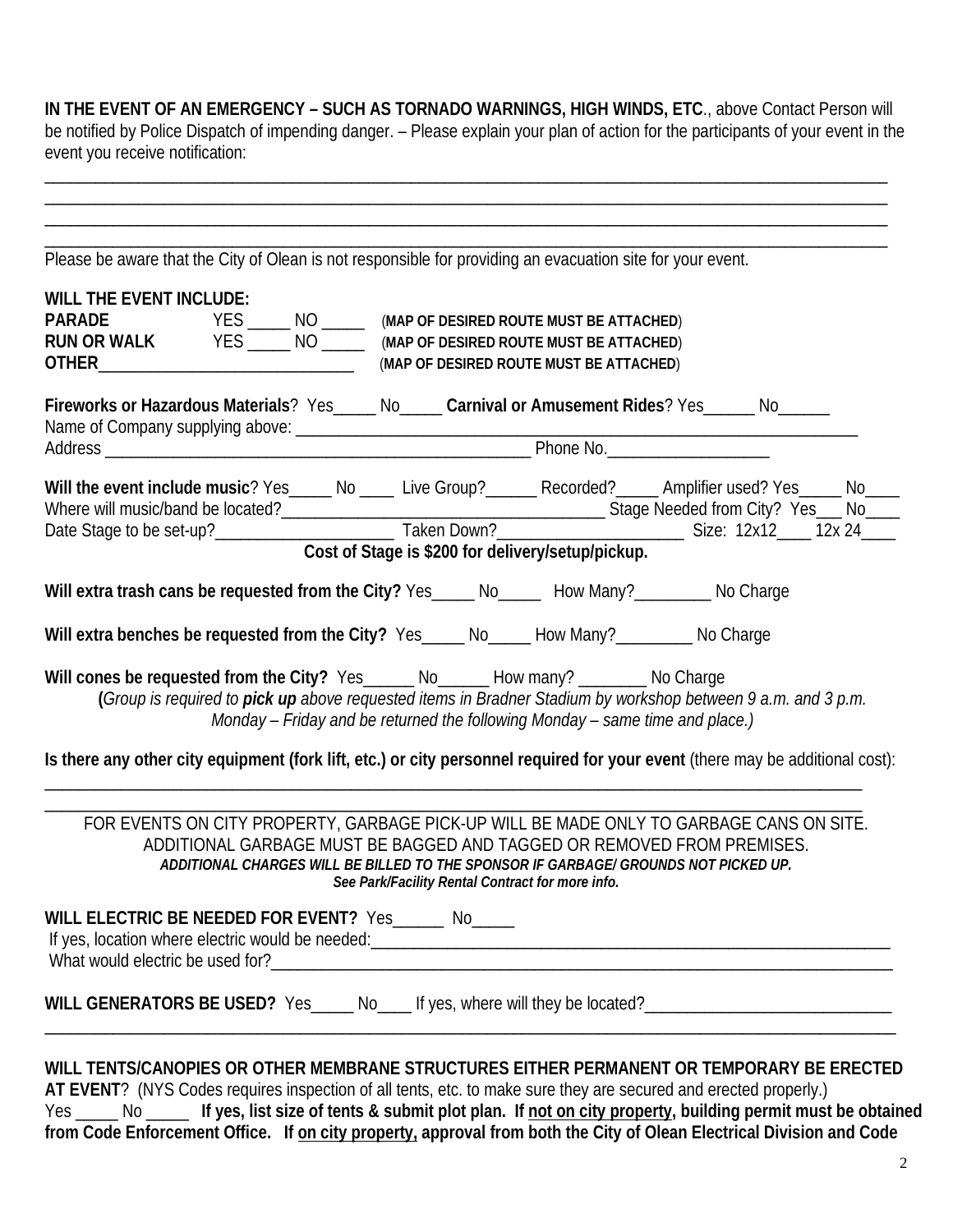**IN THE EVENT OF AN EMERGENCY – SUCH AS TORNADO WARNINGS, HIGH WINDS, ETC**., above Contact Person will be notified by Police Dispatch of impending danger. – Please explain your plan of action for the participants of your event in the event you receive notification:

____________________________________________________________________________________________
____________________________________________________________________________________________
____________________________________________________________________________________________
____________________________________________________________________________________________

Please be aware that the City of Olean is not responsible for providing an evacuation site for your event.

**WILL THE EVENT INCLUDE:**

**PARADE** YES _____ NO _____ (**MAP OF DESIRED ROUTE MUST BE ATTACHED**)

**RUN OR WALK** YES _____ NO _____ (**MAP OF DESIRED ROUTE MUST BE ATTACHED**)

**OTHER**______________________________ (**MAP OF DESIRED ROUTE MUST BE ATTACHED**)

**Fireworks or Hazardous Materials**? Yes_____ No_____ **Carnival or Amusement Rides**? Yes______ No______

Name of Company supplying above: ______________________________________________________________________

Address ____________________________________________________ Phone No.___________________

**Will the event include music**? Yes_____ No ____ Live Group?______ Recorded?_____ Amplifier used? Yes_____ No____

Where will music/band be located?______________________________________ Stage Needed from City? Yes___ No____

Date Stage to be set-up?_____________________ Taken Down?______________________ Size: 12x12____ 12x 24____

**Cost of Stage is $200 for delivery/setup/pickup.**

**Will extra trash cans be requested from the City?** Yes_____ No_____ How Many?_________ No Charge

**Will extra benches be requested from the City?** Yes_____ No_____ How Many?_________ No Charge

**Will cones be requested from the City?** Yes______ No______ How many? ________ No Charge

**(***Group is required to **pick up** above requested items in Bradner Stadium by workshop between 9 a.m. and 3 p.m. Monday – Friday and be returned the following Monday – same time and place.)*

**Is there any other city equipment (fork lift, etc.) or city personnel required for your event** (there may be additional cost):

____________________________________________________________________________________________
____________________________________________________________________________________________

FOR EVENTS ON CITY PROPERTY, GARBAGE PICK-UP WILL BE MADE ONLY TO GARBAGE CANS ON SITE. ADDITIONAL GARBAGE MUST BE BAGGED AND TAGGED OR REMOVED FROM PREMISES.

***ADDITIONAL CHARGES WILL BE BILLED TO THE SPONSOR IF GARBAGE/ GROUNDS NOT PICKED UP. See Park/Facility Rental Contract for more info.***

**WILL ELECTRIC BE NEEDED FOR EVENT?** Yes______ No_____

If yes, location where electric would be needed:_______________________________________________________________

What would electric be used for?_____________________________________________________________________

**WILL GENERATORS BE USED?** Yes_____ No____ If yes, where will they be located?_____________________________

____________________________________________________________________________________________

**WILL TENTS/CANOPIES OR OTHER MEMBRANE STRUCTURES EITHER PERMANENT OR TEMPORARY BE ERECTED AT EVENT**? (NYS Codes requires inspection of all tents, etc. to make sure they are secured and erected properly.)

Yes _____ No _____ **If yes, list size of tents & submit plot plan. If not on city property, building permit must be obtained from Code Enforcement Office. If on city property, approval from both the City of Olean Electrical Division and Code**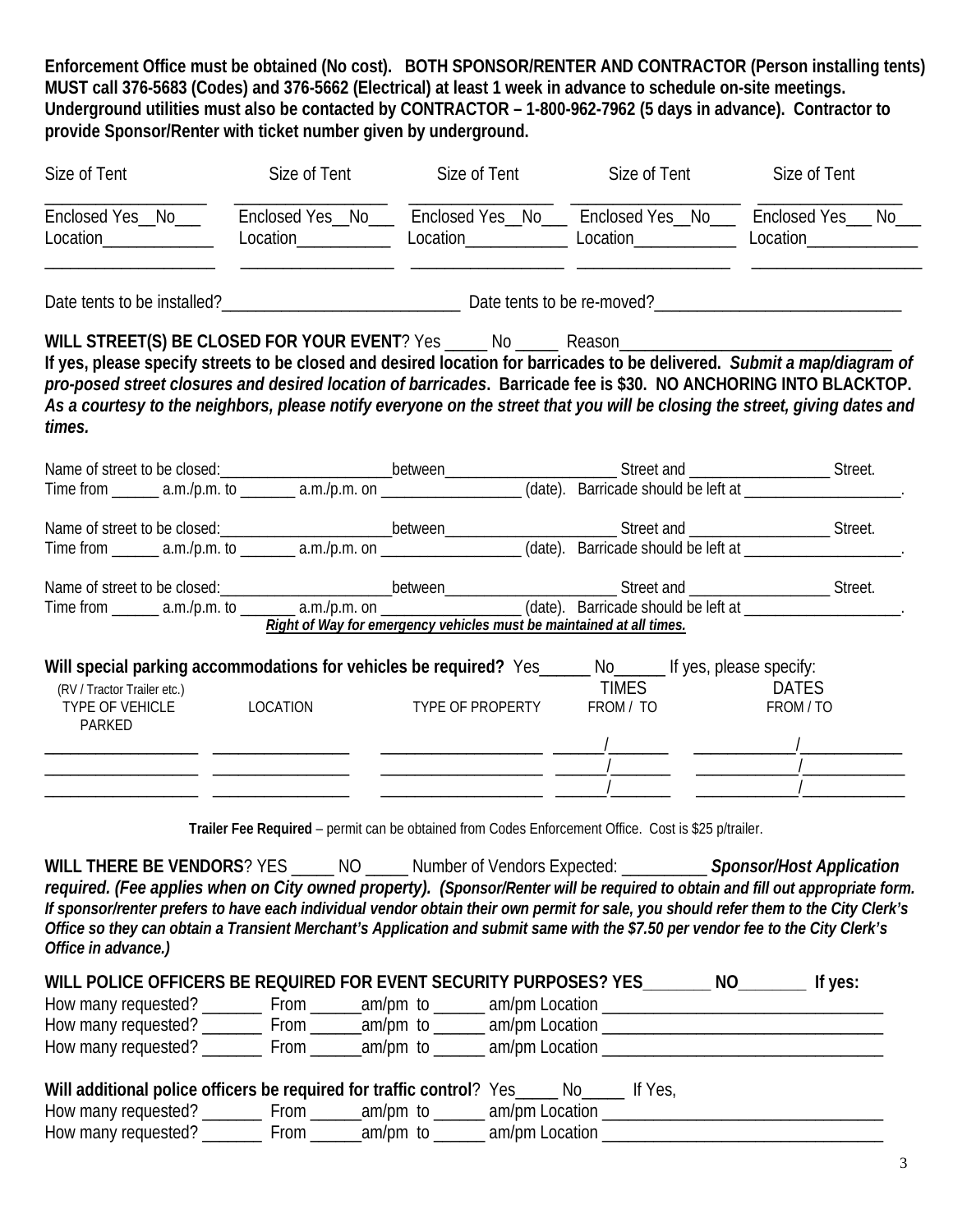**Enforcement Office must be obtained (No cost). BOTH SPONSOR/RENTER AND CONTRACTOR (Person installing tents) MUST call 376-5683 (Codes) and 376-5662 (Electrical) at least 1 week in advance to schedule on-site meetings. Underground utilities must also be contacted by CONTRACTOR – 1-800-962-7962 (5 days in advance). Contractor to provide Sponsor/Renter with ticket number given by underground.**

| Size of Tent | Size of Tent | Size of Tent | Size of Tent | Size of Tent |
|---|---|---|---|---|
| ________________ | ________________ | ________________ | ________________ | ________________ |
| Enclosed Yes__No___ | Enclosed Yes__No___ | Enclosed Yes__No___ | Enclosed Yes__No___ | Enclosed Yes___ No___ |
| Location____________ | Location__________ | Location___________ | Location___________ | Location____________ |
| ________________ | ________________ | ________________ | ________________ | ________________ |

Date tents to be installed?___________________________ Date tents to be re-moved?____________________________

**WILL STREET(S) BE CLOSED FOR YOUR EVENT**? Yes _____ No _____ Reason______________________________

**If yes, please specify streets to be closed and desired location for barricades to be delivered.** ***Submit a map/diagram of pro-posed street closures and desired location of barricades*****. Barricade fee is $30. NO ANCHORING INTO BLACKTOP.** ***As a courtesy to the neighbors, please notify everyone on the street that you will be closing the street, giving dates and times.***

Name of street to be closed:_____________________between_____________________ Street and _________________ Street.
Time from ______ a.m./p.m. to _______ a.m./p.m. on _________________ (date). Barricade should be left at ___________________.

Name of street to be closed:_____________________between_____________________ Street and _________________ Street.
Time from ______ a.m./p.m. to _______ a.m./p.m. on _________________ (date). Barricade should be left at ___________________.

Name of street to be closed:_____________________between_____________________ Street and _________________ Street.
Time from ______ a.m./p.m. to _______ a.m./p.m. on _________________ (date). Barricade should be left at ___________________.

***Right of Way for emergency vehicles must be maintained at all times.***

**Will special parking accommodations for vehicles be required?** Yes______ No______ If yes, please specify:

| (RV / Tractor Trailer etc.) TYPE OF VEHICLE PARKED | LOCATION | TYPE OF PROPERTY | TIMES FROM / TO | DATES FROM / TO |
|---|---|---|---|---|
| ________________ | ________________ | ________________ | ______/_______ | ____________/____________ |
| ________________ | ________________ | ________________ | ______/_______ | ____________/____________ |
| ________________ | ________________ | ________________ | ______/_______ | ____________/____________ |

**Trailer Fee Required** – permit can be obtained from Codes Enforcement Office. Cost is $25 p/trailer.

**WILL THERE BE VENDORS**? YES _____ NO _____ Number of Vendors Expected: __________ ***Sponsor/Host Application required. (Fee applies when on City owned property). (Sponsor/Renter will be required to obtain and fill out appropriate form. If sponsor/renter prefers to have each individual vendor obtain their own permit for sale, you should refer them to the City Clerk's Office so they can obtain a Transient Merchant's Application and submit same with the $7.50 per vendor fee to the City Clerk's Office in advance.)***

**WILL POLICE OFFICERS BE REQUIRED FOR EVENT SECURITY PURPOSES? YES________ NO________ If yes:**

How many requested? _______ From ______am/pm to ______ am/pm Location _________________________________
How many requested? _______ From ______am/pm to ______ am/pm Location _________________________________
How many requested? _______ From ______am/pm to ______ am/pm Location _________________________________

**Will additional police officers be required for traffic control**? Yes_____ No_____ If Yes,

How many requested? _______ From ______am/pm to ______ am/pm Location _________________________________
How many requested? _______ From ______am/pm to ______ am/pm Location _________________________________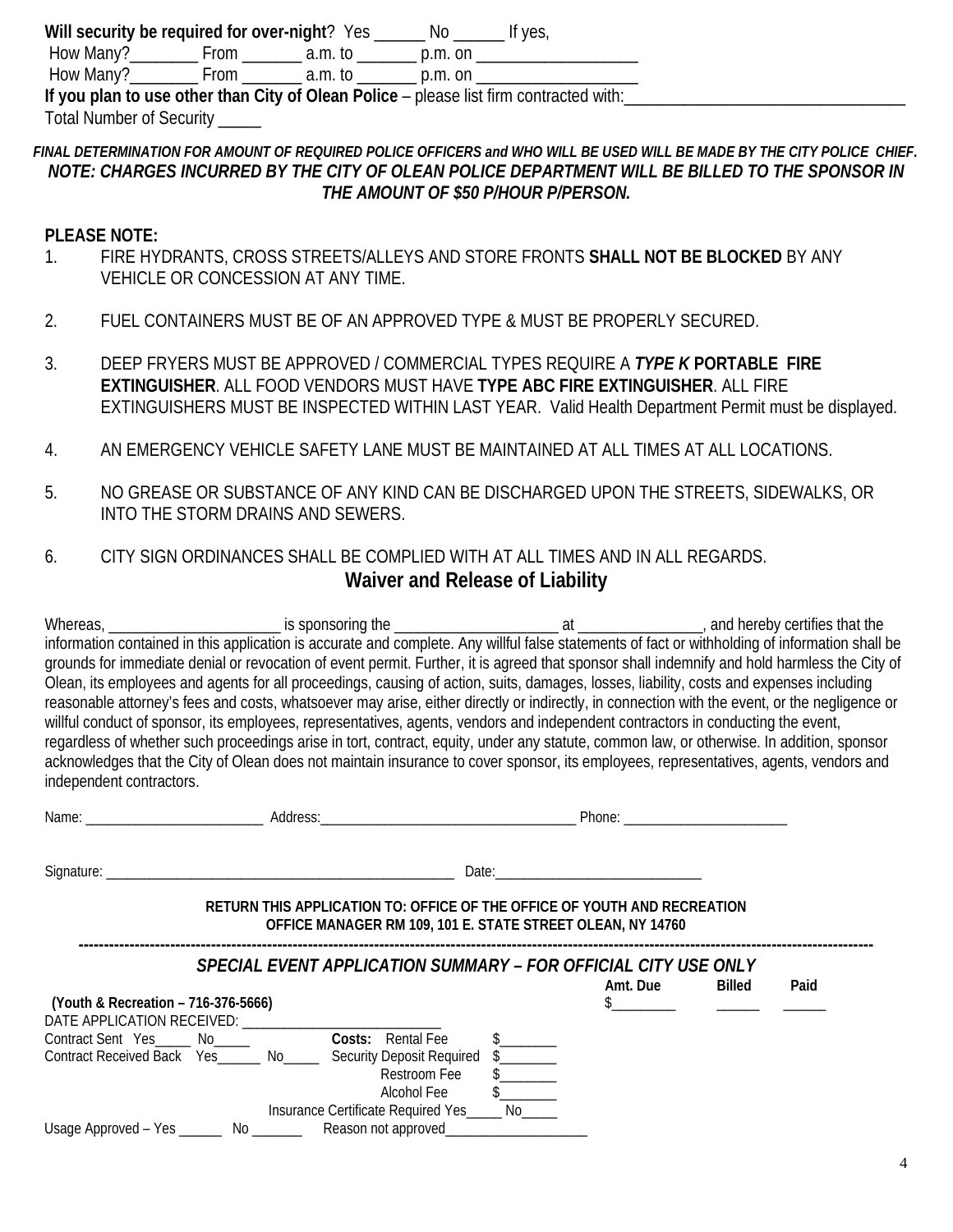**Will security be required for over-night**? Yes ______ No ______ If yes,

How Many?________ From _______ a.m. to _______ p.m. on ___________________

How Many?________ From _______ a.m. to _______ p.m. on ___________________

**If you plan to use other than City of Olean Police** – please list firm contracted with:_________________________________

Total Number of Security _____

***FINAL DETERMINATION FOR AMOUNT OF REQUIRED POLICE OFFICERS and WHO WILL BE USED WILL BE MADE BY THE CITY POLICE CHIEF.***

***NOTE: CHARGES INCURRED BY THE CITY OF OLEAN POLICE DEPARTMENT WILL BE BILLED TO THE SPONSOR IN THE AMOUNT OF $50 P/HOUR P/PERSON.***

**PLEASE NOTE:**

1. FIRE HYDRANTS, CROSS STREETS/ALLEYS AND STORE FRONTS **SHALL NOT BE BLOCKED** BY ANY VEHICLE OR CONCESSION AT ANY TIME.
2. FUEL CONTAINERS MUST BE OF AN APPROVED TYPE & MUST BE PROPERLY SECURED.
3. DEEP FRYERS MUST BE APPROVED / COMMERCIAL TYPES REQUIRE A ***TYPE K* PORTABLE FIRE EXTINGUISHER**. ALL FOOD VENDORS MUST HAVE **TYPE ABC FIRE EXTINGUISHER**. ALL FIRE EXTINGUISHERS MUST BE INSPECTED WITHIN LAST YEAR. Valid Health Department Permit must be displayed.
4. AN EMERGENCY VEHICLE SAFETY LANE MUST BE MAINTAINED AT ALL TIMES AT ALL LOCATIONS.
5. NO GREASE OR SUBSTANCE OF ANY KIND CAN BE DISCHARGED UPON THE STREETS, SIDEWALKS, OR INTO THE STORM DRAINS AND SEWERS.
6. CITY SIGN ORDINANCES SHALL BE COMPLIED WITH AT ALL TIMES AND IN ALL REGARDS.

## Waiver and Release of Liability

Whereas, ______________________ is sponsoring the _____________________ at ________________, and hereby certifies that the information contained in this application is accurate and complete. Any willful false statements of fact or withholding of information shall be grounds for immediate denial or revocation of event permit. Further, it is agreed that sponsor shall indemnify and hold harmless the City of Olean, its employees and agents for all proceedings, causing of action, suits, damages, losses, liability, costs and expenses including reasonable attorney's fees and costs, whatsoever may arise, either directly or indirectly, in connection with the event, or the negligence or willful conduct of sponsor, its employees, representatives, agents, vendors and independent contractors in conducting the event, regardless of whether such proceedings arise in tort, contract, equity, under any statute, common law, or otherwise. In addition, sponsor acknowledges that the City of Olean does not maintain insurance to cover sponsor, its employees, representatives, agents, vendors and independent contractors.

Name: _________________________ Address:____________________________________ Phone: _______________________

Signature: __________________________________________________ Date:_____________________________

**RETURN THIS APPLICATION TO: OFFICE OF THE OFFICE OF YOUTH AND RECREATION**
**OFFICE MANAGER RM 109, 101 E. STATE STREET OLEAN, NY 14760**

---

### *SPECIAL EVENT APPLICATION SUMMARY – FOR OFFICIAL CITY USE ONLY*

**(Youth & Recreation – 716-376-5666)**

| Amt. Due | Billed | Paid |
|---|---|---|
| $_________ | ______ | ______ |

DATE APPLICATION RECEIVED: ___________________________

Contract Sent Yes_____ No_____ **Costs:** Rental Fee $________

Contract Received Back Yes______ No_____ Security Deposit Required $________

Restroom Fee $________

Alcohol Fee $________

Insurance Certificate Required Yes_____ No_____

Usage Approved – Yes ______ No _______ Reason not approved____________________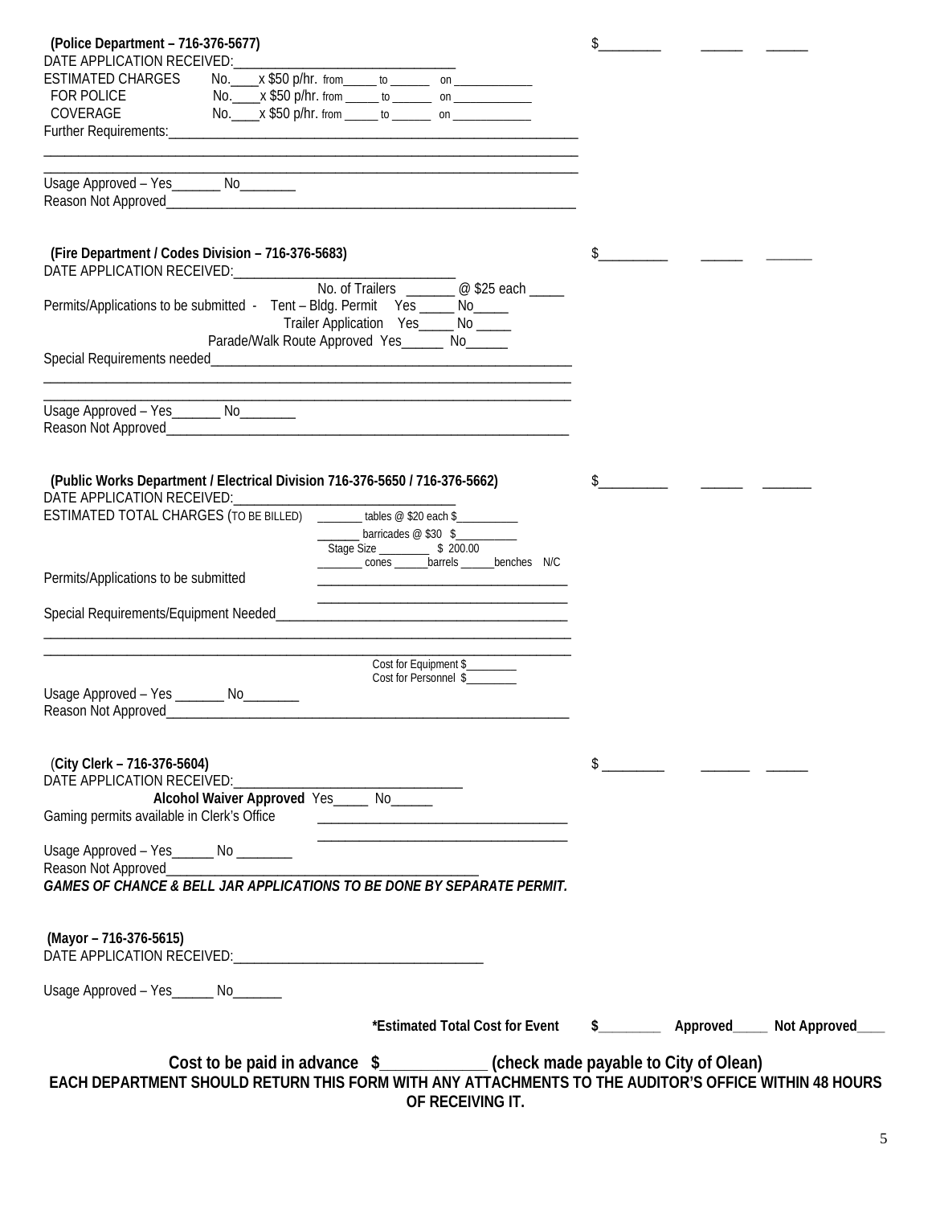**(Police Department – 716-376-5677)** $________ ______ ______

DATE APPLICATION RECEIVED:______________________________

ESTIMATED CHARGES No.____x $50 p/hr. from_____ to ______ on ____________

FOR POLICE No.____x $50 p/hr. from _____ to ______ on ____________

COVERAGE No.____x $50 p/hr. from _____ to ______ on ____________

Further Requirements:___________________________________________________________

______________________________________________________________________________

______________________________________________________________________________

Usage Approved – Yes_______ No________

Reason Not Approved_____________________________________________________________

**(Fire Department / Codes Division – 716-376-5683)** $_________ ______ _______

DATE APPLICATION RECEIVED:______________________________

No. of Trailers _______ @ $25 each _____

Permits/Applications to be submitted - Tent – Bldg. Permit Yes _____ No_____

Trailer Application Yes_____ No _____

Parade/Walk Route Approved Yes______ No______

Special Requirements needed______________________________________________________

______________________________________________________________________________

______________________________________________________________________________

Usage Approved – Yes_______ No________

Reason Not Approved_____________________________________________________________

**(Public Works Department / Electrical Division 716-376-5650 / 716-376-5662)** $_________ ______ _______

DATE APPLICATION RECEIVED:______________________________

ESTIMATED TOTAL CHARGES (TO BE BILLED) _______ tables @ $20 each $__________

_______ barricades @ $30 $__________

Stage Size _________ $ 200.00

_______ cones ______barrels ______benches N/C

Permits/Applications to be submitted ____________________________________

____________________________________

Special Requirements/Equipment Needed___________________________________________

______________________________________________________________________________

______________________________________________________________________________

Cost for Equipment $________

Cost for Personnel $________

Usage Approved – Yes _______ No________

Reason Not Approved_____________________________________________________________

**(City Clerk – 716-376-5604)** $ ________ _______ ______

DATE APPLICATION RECEIVED:________________________________

**Alcohol Waiver Approved** Yes_____ No______

Gaming permits available in Clerk's Office ____________________________________

____________________________________

Usage Approved – Yes______ No ________

Reason Not Approved____________________________________________

***GAMES OF CHANCE & BELL JAR APPLICATIONS TO BE DONE BY SEPARATE PERMIT.***

**(Mayor – 716-376-5615)**

DATE APPLICATION RECEIVED:____________________________________

Usage Approved – Yes______ No_______

**\*Estimated Total Cost for Event $________ Approved_____ Not Approved____**

**Cost to be paid in advance $_____________ (check made payable to City of Olean)**

**EACH DEPARTMENT SHOULD RETURN THIS FORM WITH ANY ATTACHMENTS TO THE AUDITOR'S OFFICE WITHIN 48 HOURS OF RECEIVING IT.**